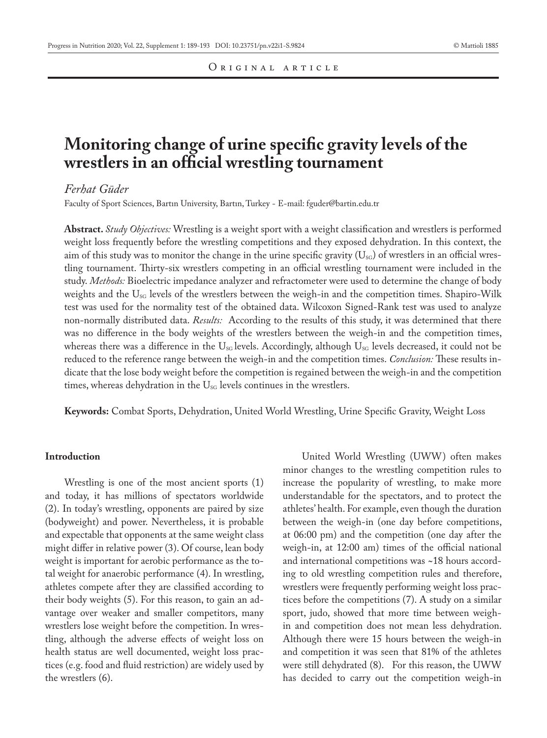Original article

# Monitoring change of urine specific gravity levels of the wrestlers in an official wrestling tournament

*Ferhat Güder*

Faculty of Sport Sciences, Bartın University, Bartın, Turkey - E-mail: fguder@bartin.edu.tr

**Abstract.** *Study Objectives:* Wrestling is a weight sport with a weight classification and wrestlers is performed weight loss frequently before the wrestling competitions and they exposed dehydration. In this context, the aim of this study was to monitor the change in the urine specific gravity ($U_{SG}$) of wrestlers in an official wrestling tournament. Thirty-six wrestlers competing in an official wrestling tournament were included in the study. *Methods:* Bioelectric impedance analyzer and refractometer were used to determine the change of body weights and the $U_{SG}$ levels of the wrestlers between the weigh-in and the competition times. Shapiro-Wilk test was used for the normality test of the obtained data. Wilcoxon Signed-Rank test was used to analyze non-normally distributed data. *Results:* According to the results of this study, it was determined that there was no difference in the body weights of the wrestlers between the weigh-in and the competition times, whereas there was a difference in the $U_{SG}$ levels. Accordingly, although $U_{SG}$ levels decreased, it could not be reduced to the reference range between the weigh-in and the competition times. *Conclusion:* These results indicate that the lose body weight before the competition is regained between the weigh-in and the competition times, whereas dehydration in the $U_{SG}$ levels continues in the wrestlers.

**Keywords:** Combat Sports, Dehydration, United World Wrestling, Urine Specific Gravity, Weight Loss

## Introduction

Wrestling is one of the most ancient sports (1) and today, it has millions of spectators worldwide (2). In today's wrestling, opponents are paired by size (bodyweight) and power. Nevertheless, it is probable and expectable that opponents at the same weight class might differ in relative power (3). Of course, lean body weight is important for aerobic performance as the total weight for anaerobic performance (4). In wrestling, athletes compete after they are classified according to their body weights (5). For this reason, to gain an advantage over weaker and smaller competitors, many wrestlers lose weight before the competition. In wrestling, although the adverse effects of weight loss on health status are well documented, weight loss practices (e.g. food and fluid restriction) are widely used by the wrestlers (6).

United World Wrestling (UWW) often makes minor changes to the wrestling competition rules to increase the popularity of wrestling, to make more understandable for the spectators, and to protect the athletes' health. For example, even though the duration between the weigh-in (one day before competitions, at 06:00 pm) and the competition (one day after the weigh-in, at 12:00 am) times of the official national and international competitions was ~18 hours according to old wrestling competition rules and therefore, wrestlers were frequently performing weight loss practices before the competitions (7). A study on a similar sport, judo, showed that more time between weigh-in and competition does not mean less dehydration. Although there were 15 hours between the weigh-in and competition it was seen that 81% of the athletes were still dehydrated (8). For this reason, the UWW has decided to carry out the competition weigh-in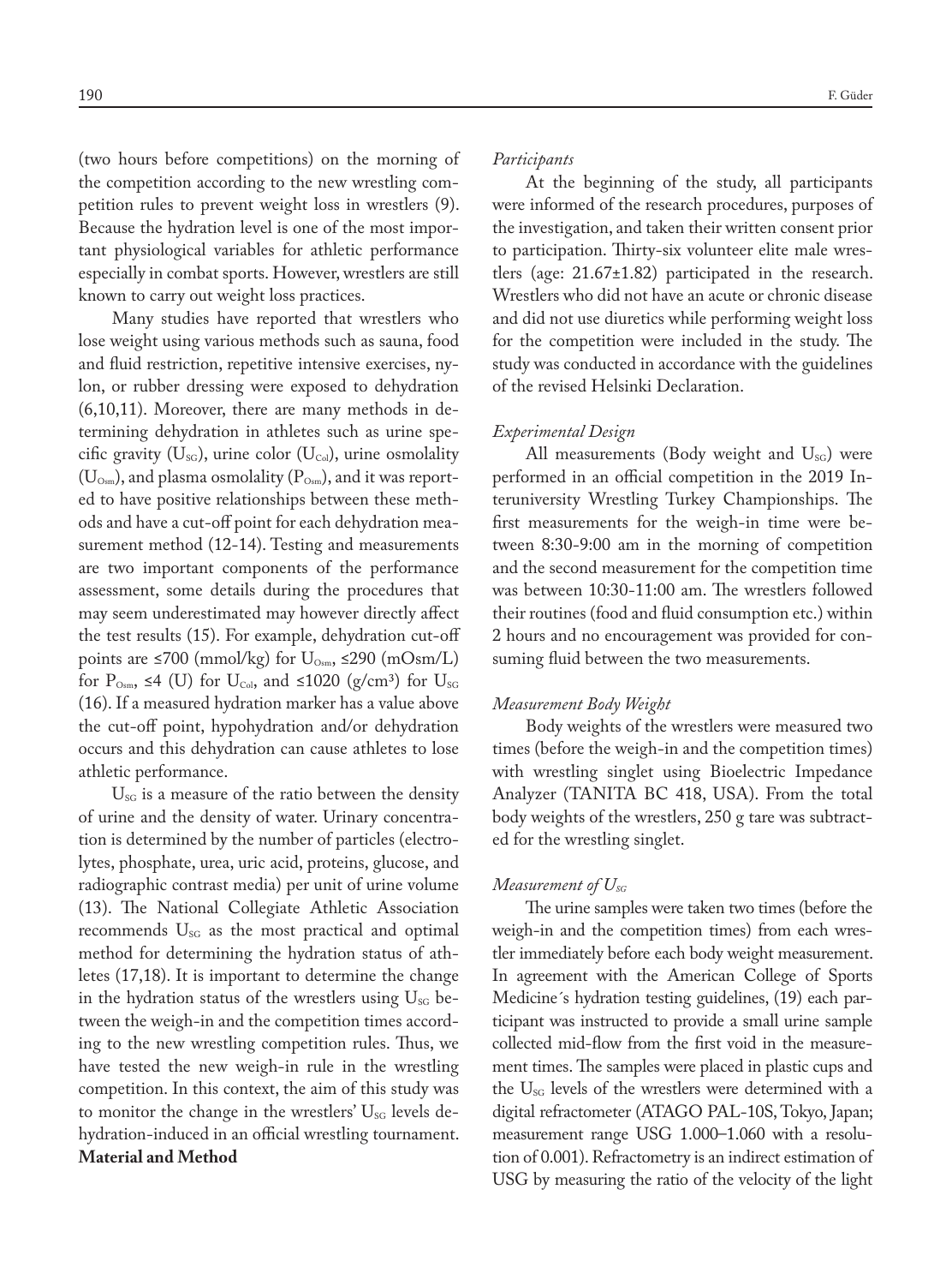(two hours before competitions) on the morning of the competition according to the new wrestling competition rules to prevent weight loss in wrestlers (9). Because the hydration level is one of the most important physiological variables for athletic performance especially in combat sports. However, wrestlers are still known to carry out weight loss practices.

Many studies have reported that wrestlers who lose weight using various methods such as sauna, food and fluid restriction, repetitive intensive exercises, nylon, or rubber dressing were exposed to dehydration (6,10,11). Moreover, there are many methods in determining dehydration in athletes such as urine specific gravity ($U_{SG}$), urine color ($U_{Col}$), urine osmolality ($U_{Osm}$), and plasma osmolality ($P_{Osm}$), and it was reported to have positive relationships between these methods and have a cut-off point for each dehydration measurement method (12-14). Testing and measurements are two important components of the performance assessment, some details during the procedures that may seem underestimated may however directly affect the test results (15). For example, dehydration cut-off points are ≤700 (mmol/kg) for $U_{Osm}$, ≤290 (mOsm/L) for $P_{Osm}$, ≤4 (U) for $U_{Col}$, and ≤1020 (g/cm³) for $U_{SG}$ (16). If a measured hydration marker has a value above the cut-off point, hypohydration and/or dehydration occurs and this dehydration can cause athletes to lose athletic performance.

$U_{SG}$ is a measure of the ratio between the density of urine and the density of water. Urinary concentration is determined by the number of particles (electrolytes, phosphate, urea, uric acid, proteins, glucose, and radiographic contrast media) per unit of urine volume (13). The National Collegiate Athletic Association recommends $U_{SG}$ as the most practical and optimal method for determining the hydration status of athletes (17,18). It is important to determine the change in the hydration status of the wrestlers using $U_{SG}$ between the weigh-in and the competition times according to the new wrestling competition rules. Thus, we have tested the new weigh-in rule in the wrestling competition. In this context, the aim of this study was to monitor the change in the wrestlers' $U_{SG}$ levels dehydration-induced in an official wrestling tournament.

## Material and Method

### *Participants*

At the beginning of the study, all participants were informed of the research procedures, purposes of the investigation, and taken their written consent prior to participation. Thirty-six volunteer elite male wrestlers (age: 21.67±1.82) participated in the research. Wrestlers who did not have an acute or chronic disease and did not use diuretics while performing weight loss for the competition were included in the study. The study was conducted in accordance with the guidelines of the revised Helsinki Declaration.

### *Experimental Design*

All measurements (Body weight and $U_{SG}$) were performed in an official competition in the 2019 Interuniversity Wrestling Turkey Championships. The first measurements for the weigh-in time were between 8:30-9:00 am in the morning of competition and the second measurement for the competition time was between 10:30-11:00 am. The wrestlers followed their routines (food and fluid consumption etc.) within 2 hours and no encouragement was provided for consuming fluid between the two measurements.

### *Measurement Body Weight*

Body weights of the wrestlers were measured two times (before the weigh-in and the competition times) with wrestling singlet using Bioelectric Impedance Analyzer (TANITA BC 418, USA). From the total body weights of the wrestlers, 250 g tare was subtracted for the wrestling singlet.

### *Measurement of $U_{SG}$*

The urine samples were taken two times (before the weigh-in and the competition times) from each wrestler immediately before each body weight measurement. In agreement with the American College of Sports Medicine´s hydration testing guidelines, (19) each participant was instructed to provide a small urine sample collected mid-flow from the first void in the measurement times. The samples were placed in plastic cups and the $U_{SG}$ levels of the wrestlers were determined with a digital refractometer (ATAGO PAL-10S, Tokyo, Japan; measurement range USG 1.000–1.060 with a resolution of 0.001). Refractometry is an indirect estimation of USG by measuring the ratio of the velocity of the light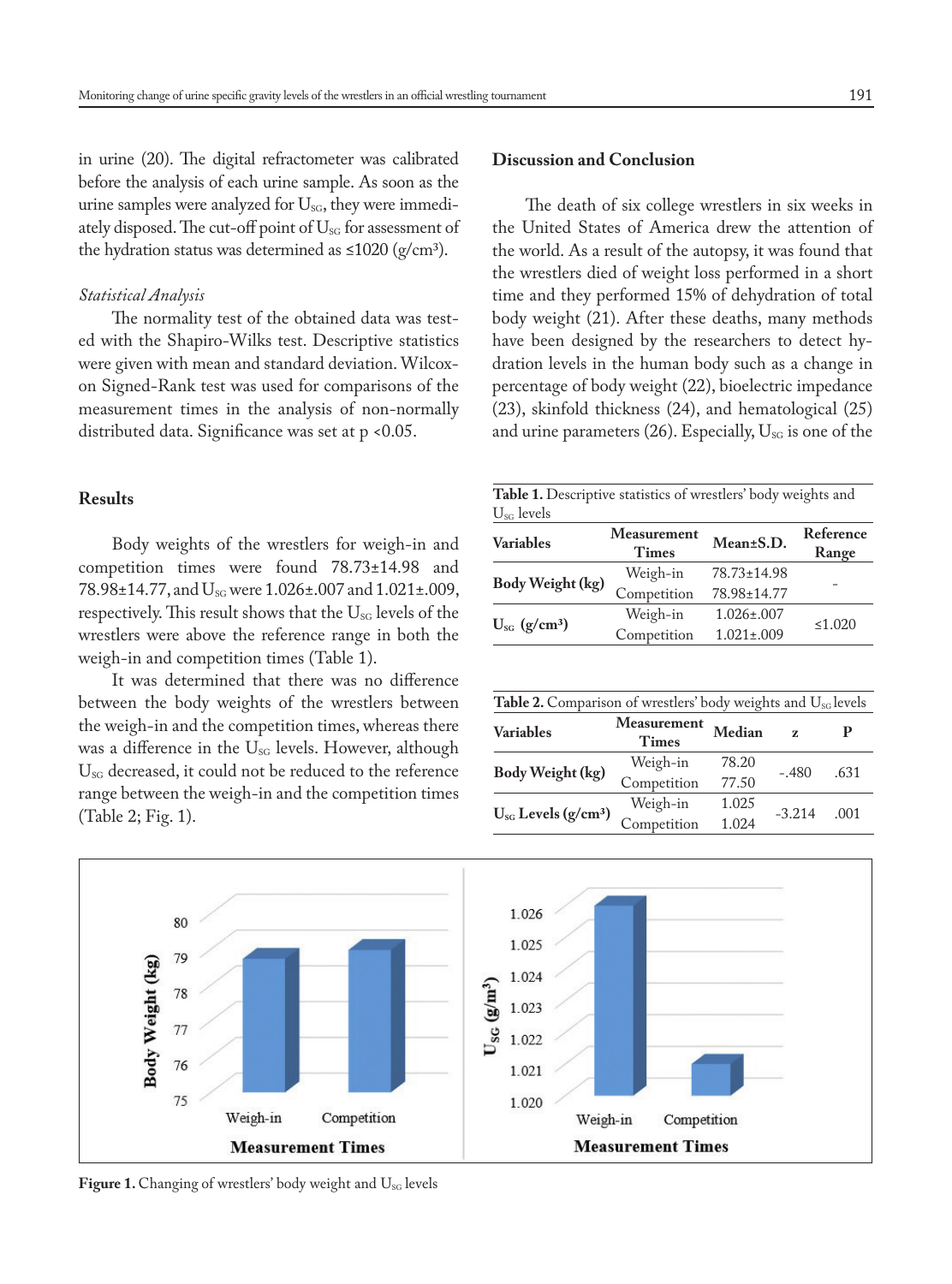in urine (20). The digital refractometer was calibrated before the analysis of each urine sample. As soon as the urine samples were analyzed for $U_{SG}$, they were immediately disposed. The cut-off point of $U_{SG}$ for assessment of the hydration status was determined as ≤1020 (g/cm³).

### *Statistical Analysis*

The normality test of the obtained data was tested with the Shapiro-Wilks test. Descriptive statistics were given with mean and standard deviation. Wilcoxon Signed-Rank test was used for comparisons of the measurement times in the analysis of non-normally distributed data. Significance was set at $p < 0.05$.

## Results

Body weights of the wrestlers for weigh-in and competition times were found 78.73±14.98 and 78.98±14.77, and $U_{SG}$ were 1.026±.007 and 1.021±.009, respectively. This result shows that the $U_{SG}$ levels of the wrestlers were above the reference range in both the weigh-in and competition times (Table 1).

It was determined that there was no difference between the body weights of the wrestlers between the weigh-in and the competition times, whereas there was a difference in the $U_{SG}$ levels. However, although $U_{SG}$ decreased, it could not be reduced to the reference range between the weigh-in and the competition times (Table 2; Fig. 1).

## Discussion and Conclusion

The death of six college wrestlers in six weeks in the United States of America drew the attention of the world. As a result of the autopsy, it was found that the wrestlers died of weight loss performed in a short time and they performed 15% of dehydration of total body weight (21). After these deaths, many methods have been designed by the researchers to detect hydration levels in the human body such as a change in percentage of body weight (22), bioelectric impedance (23), skinfold thickness (24), and hematological (25) and urine parameters (26). Especially, $U_{SG}$ is one of the

**Table 1.** Descriptive statistics of wrestlers' body weights and $U_{SG}$ levels

| Variables | Measurement Times | Mean±S.D. | Reference Range |
|---|---|---|---|
| Body Weight (kg) | Weigh-in | 78.73±14.98 | - |
| | Competition | 78.98±14.77 | |
| $U_{SG}$ (g/cm³) | Weigh-in | 1.026±.007 | ≤1.020 |
| | Competition | 1.021±.009 | |

**Table 2.** Comparison of wrestlers' body weights and $U_{SG}$ levels

| Variables | Measurement Times | Median | z | P |
|---|---|---|---|---|
| Body Weight (kg) | Weigh-in | 78.20 | -.480 | .631 |
| | Competition | 77.50 | | |
| $U_{SG}$ Levels (g/cm³) | Weigh-in | 1.025 | -3.214 | .001 |
| | Competition | 1.024 | | |

**Figure 1.** Changing of wrestlers' body weight and $U_{SG}$ levels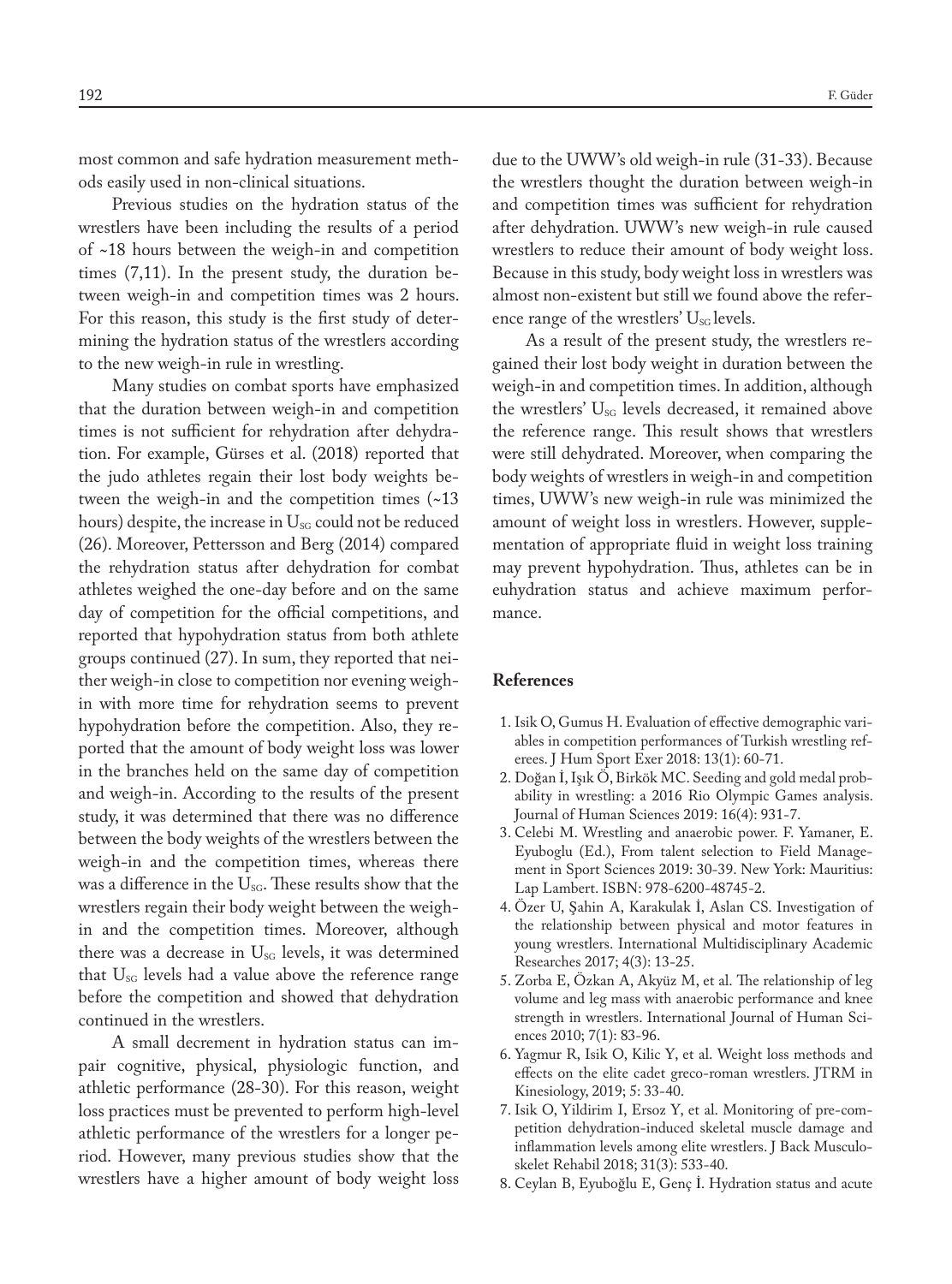most common and safe hydration measurement methods easily used in non-clinical situations.

Previous studies on the hydration status of the wrestlers have been including the results of a period of ~18 hours between the weigh-in and competition times (7,11). In the present study, the duration between weigh-in and competition times was 2 hours. For this reason, this study is the first study of determining the hydration status of the wrestlers according to the new weigh-in rule in wrestling.

Many studies on combat sports have emphasized that the duration between weigh-in and competition times is not sufficient for rehydration after dehydration. For example, Gürses et al. (2018) reported that the judo athletes regain their lost body weights between the weigh-in and the competition times (~13 hours) despite, the increase in $U_{SG}$ could not be reduced (26). Moreover, Pettersson and Berg (2014) compared the rehydration status after dehydration for combat athletes weighed the one-day before and on the same day of competition for the official competitions, and reported that hypohydration status from both athlete groups continued (27). In sum, they reported that neither weigh-in close to competition nor evening weigh-in with more time for rehydration seems to prevent hypohydration before the competition. Also, they reported that the amount of body weight loss was lower in the branches held on the same day of competition and weigh-in. According to the results of the present study, it was determined that there was no difference between the body weights of the wrestlers between the weigh-in and the competition times, whereas there was a difference in the $U_{SG}$. These results show that the wrestlers regain their body weight between the weigh-in and the competition times. Moreover, although there was a decrease in $U_{SG}$ levels, it was determined that $U_{SG}$ levels had a value above the reference range before the competition and showed that dehydration continued in the wrestlers.

A small decrement in hydration status can impair cognitive, physical, physiologic function, and athletic performance (28-30). For this reason, weight loss practices must be prevented to perform high-level athletic performance of the wrestlers for a longer period. However, many previous studies show that the wrestlers have a higher amount of body weight loss due to the UWW's old weigh-in rule (31-33). Because the wrestlers thought the duration between weigh-in and competition times was sufficient for rehydration after dehydration. UWW's new weigh-in rule caused wrestlers to reduce their amount of body weight loss. Because in this study, body weight loss in wrestlers was almost non-existent but still we found above the reference range of the wrestlers' $U_{SG}$ levels.

As a result of the present study, the wrestlers regained their lost body weight in duration between the weigh-in and competition times. In addition, although the wrestlers' $U_{SG}$ levels decreased, it remained above the reference range. This result shows that wrestlers were still dehydrated. Moreover, when comparing the body weights of wrestlers in weigh-in and competition times, UWW's new weigh-in rule was minimized the amount of weight loss in wrestlers. However, supplementation of appropriate fluid in weight loss training may prevent hypohydration. Thus, athletes can be in euhydration status and achieve maximum performance.

## References

1. Isik O, Gumus H. Evaluation of effective demographic variables in competition performances of Turkish wrestling referees. J Hum Sport Exer 2018: 13(1): 60-71.
2. Doğan İ, Işık Ö, Birkök MC. Seeding and gold medal probability in wrestling: a 2016 Rio Olympic Games analysis. Journal of Human Sciences 2019: 16(4): 931-7.
3. Celebi M. Wrestling and anaerobic power. F. Yamaner, E. Eyuboglu (Ed.), From talent selection to Field Management in Sport Sciences 2019: 30-39. New York: Mauritius: Lap Lambert. ISBN: 978-6200-48745-2.
4. Özer U, Şahin A, Karakulak İ, Aslan CS. Investigation of the relationship between physical and motor features in young wrestlers. International Multidisciplinary Academic Researches 2017; 4(3): 13-25.
5. Zorba E, Özkan A, Akyüz M, et al. The relationship of leg volume and leg mass with anaerobic performance and knee strength in wrestlers. International Journal of Human Sciences 2010; 7(1): 83-96.
6. Yagmur R, Isik O, Kilic Y, et al. Weight loss methods and effects on the elite cadet greco-roman wrestlers. JTRM in Kinesiology, 2019; 5: 33-40.
7. Isik O, Yildirim I, Ersoz Y, et al. Monitoring of pre-competition dehydration-induced skeletal muscle damage and inflammation levels among elite wrestlers. J Back Musculoskelet Rehabil 2018; 31(3): 533-40.
8. Ceylan B, Eyuboğlu E, Genç İ. Hydration status and acute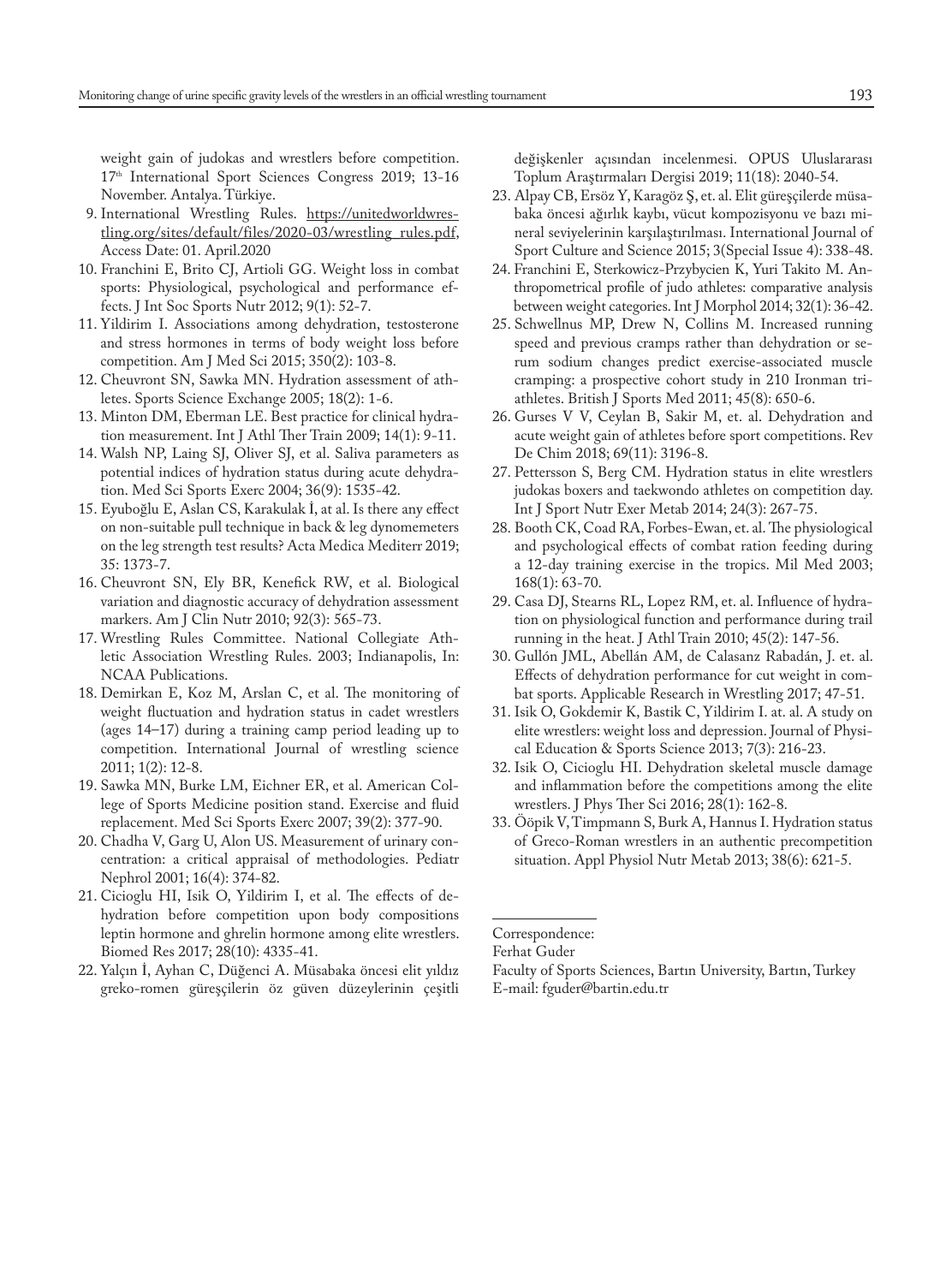weight gain of judokas and wrestlers before competition. 17th International Sport Sciences Congress 2019; 13-16 November. Antalya. Türkiye.

9. International Wrestling Rules. https://unitedworldwrestling.org/sites/default/files/2020-03/wrestling_rules.pdf, Access Date: 01. April.2020
10. Franchini E, Brito CJ, Artioli GG. Weight loss in combat sports: Physiological, psychological and performance effects. J Int Soc Sports Nutr 2012; 9(1): 52-7.
11. Yildirim I. Associations among dehydration, testosterone and stress hormones in terms of body weight loss before competition. Am J Med Sci 2015; 350(2): 103-8.
12. Cheuvront SN, Sawka MN. Hydration assessment of athletes. Sports Science Exchange 2005; 18(2): 1-6.
13. Minton DM, Eberman LE. Best practice for clinical hydration measurement. Int J Athl Ther Train 2009; 14(1): 9-11.
14. Walsh NP, Laing SJ, Oliver SJ, et al. Saliva parameters as potential indices of hydration status during acute dehydration. Med Sci Sports Exerc 2004; 36(9): 1535-42.
15. Eyuboğlu E, Aslan CS, Karakulak İ, at al. Is there any effect on non-suitable pull technique in back & leg dynomemeters on the leg strength test results? Acta Medica Mediterr 2019; 35: 1373-7.
16. Cheuvront SN, Ely BR, Kenefick RW, et al. Biological variation and diagnostic accuracy of dehydration assessment markers. Am J Clin Nutr 2010; 92(3): 565-73.
17. Wrestling Rules Committee. National Collegiate Athletic Association Wrestling Rules. 2003; Indianapolis, In: NCAA Publications.
18. Demirkan E, Koz M, Arslan C, et al. The monitoring of weight fluctuation and hydration status in cadet wrestlers (ages 14–17) during a training camp period leading up to competition. International Journal of wrestling science 2011; 1(2): 12-8.
19. Sawka MN, Burke LM, Eichner ER, et al. American College of Sports Medicine position stand. Exercise and fluid replacement. Med Sci Sports Exerc 2007; 39(2): 377-90.
20. Chadha V, Garg U, Alon US. Measurement of urinary concentration: a critical appraisal of methodologies. Pediatr Nephrol 2001; 16(4): 374-82.
21. Cicioglu HI, Isik O, Yildirim I, et al. The effects of dehydration before competition upon body compositions leptin hormone and ghrelin hormone among elite wrestlers. Biomed Res 2017; 28(10): 4335-41.
22. Yalçın İ, Ayhan C, Düğenci A. Müsabaka öncesi elit yıldız greko-romen güreşçilerin öz güven düzeylerinin çeşitli değişkenler açısından incelenmesi. OPUS Uluslararası Toplum Araştırmaları Dergisi 2019; 11(18): 2040-54.
23. Alpay CB, Ersöz Y, Karagöz Ş, et. al. Elit güreşçilerde müsabaka öncesi ağırlık kaybı, vücut kompozisyonu ve bazı mineral seviyelerinin karşılaştırılması. International Journal of Sport Culture and Science 2015; 3(Special Issue 4): 338-48.
24. Franchini E, Sterkowicz-Przybycien K, Yuri Takito M. Anthropometrical profile of judo athletes: comparative analysis between weight categories. Int J Morphol 2014; 32(1): 36-42.
25. Schwellnus MP, Drew N, Collins M. Increased running speed and previous cramps rather than dehydration or serum sodium changes predict exercise-associated muscle cramping: a prospective cohort study in 210 Ironman triathletes. British J Sports Med 2011; 45(8): 650-6.
26. Gurses V V, Ceylan B, Sakir M, et. al. Dehydration and acute weight gain of athletes before sport competitions. Rev De Chim 2018; 69(11): 3196-8.
27. Pettersson S, Berg CM. Hydration status in elite wrestlers judokas boxers and taekwondo athletes on competition day. Int J Sport Nutr Exer Metab 2014; 24(3): 267-75.
28. Booth CK, Coad RA, Forbes-Ewan, et. al. The physiological and psychological effects of combat ration feeding during a 12-day training exercise in the tropics. Mil Med 2003; 168(1): 63-70.
29. Casa DJ, Stearns RL, Lopez RM, et. al. Influence of hydration on physiological function and performance during trail running in the heat. J Athl Train 2010; 45(2): 147-56.
30. Gullón JML, Abellán AM, de Calasanz Rabadán, J. et. al. Effects of dehydration performance for cut weight in combat sports. Applicable Research in Wrestling 2017; 47-51.
31. Isik O, Gokdemir K, Bastik C, Yildirim I. at. al. A study on elite wrestlers: weight loss and depression. Journal of Physical Education & Sports Science 2013; 7(3): 216-23.
32. Isik O, Cicioglu HI. Dehydration skeletal muscle damage and inflammation before the competitions among the elite wrestlers. J Phys Ther Sci 2016; 28(1): 162-8.
33. Ööpik V, Timpmann S, Burk A, Hannus I. Hydration status of Greco-Roman wrestlers in an authentic precompetition situation. Appl Physiol Nutr Metab 2013; 38(6): 621-5.

---

Correspondence:
Ferhat Guder
Faculty of Sports Sciences, Bartın University, Bartın, Turkey
E-mail: fguder@bartin.edu.tr